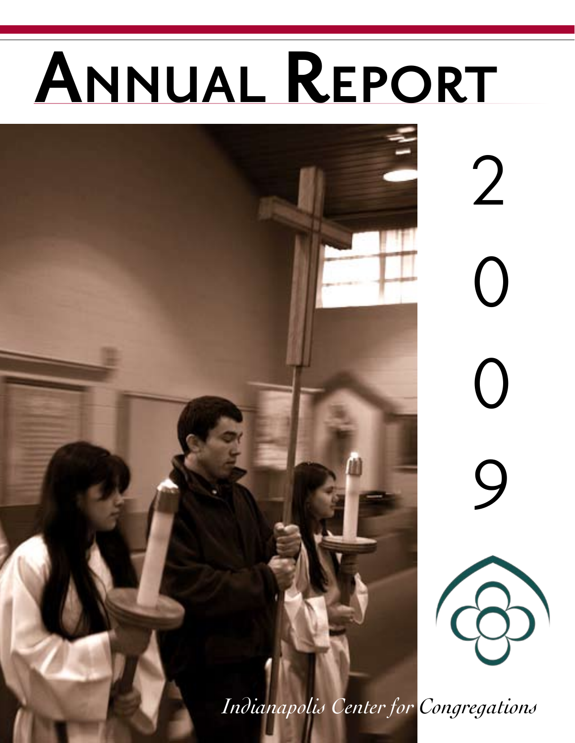# Annual Report

2009

*Indianapolis Center for Congregations*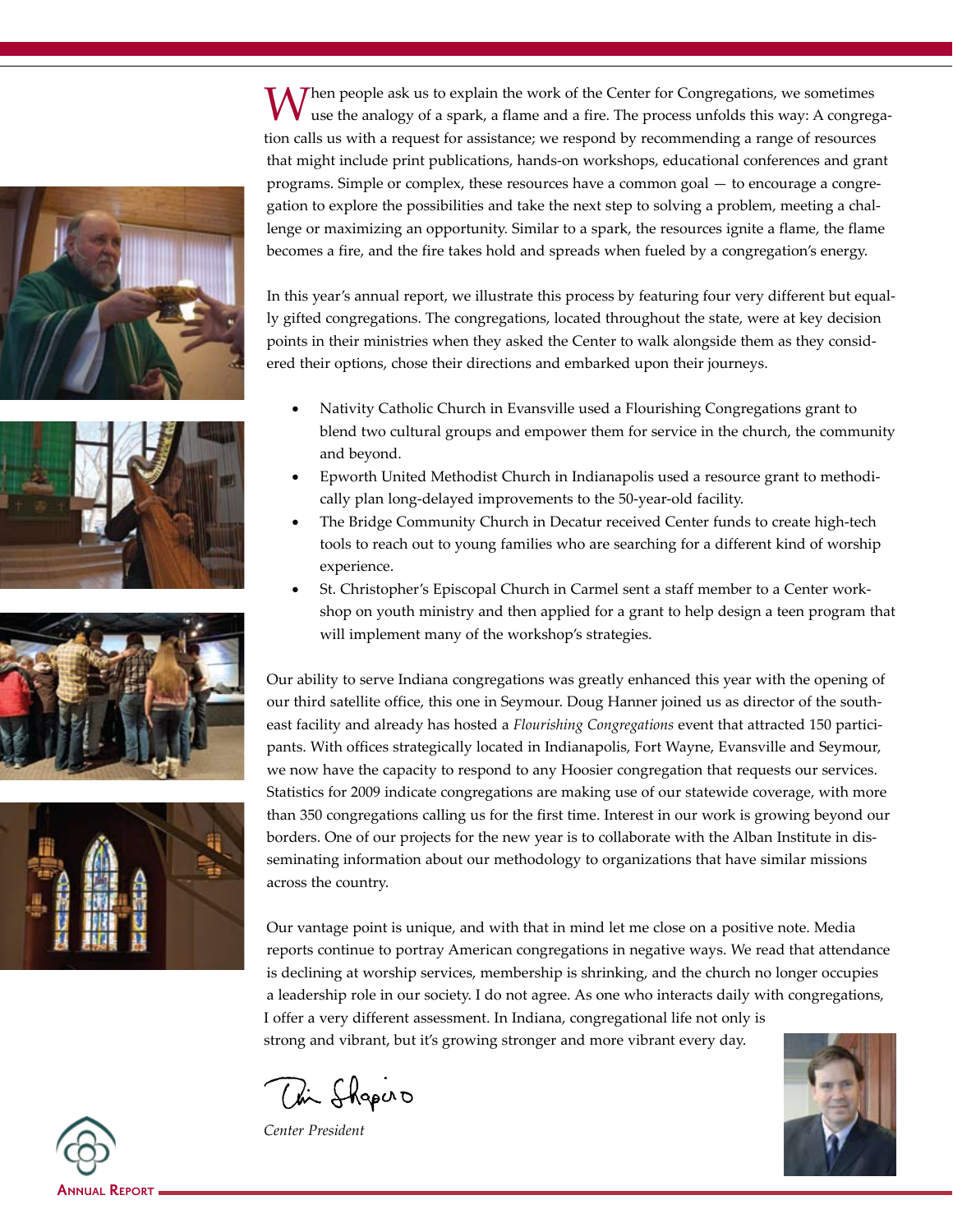When people ask us to explain the work of the Center for Congregations, we sometimes use the analogy of a spark, a flame and a fire. The process unfolds this way: A congregation calls us with a request for assistance; we respond by recommending a range of resources that might include print publications, hands-on workshops, educational conferences and grant programs. Simple or complex, these resources have a common goal — to encourage a congregation to explore the possibilities and take the next step to solving a problem, meeting a challenge or maximizing an opportunity. Similar to a spark, the resources ignite a flame, the flame becomes a fire, and the fire takes hold and spreads when fueled by a congregation's energy.

In this year's annual report, we illustrate this process by featuring four very different but equally gifted congregations. The congregations, located throughout the state, were at key decision points in their ministries when they asked the Center to walk alongside them as they considered their options, chose their directions and embarked upon their journeys.

- Nativity Catholic Church in Evansville used a Flourishing Congregations grant to blend two cultural groups and empower them for service in the church, the community and beyond.
- Epworth United Methodist Church in Indianapolis used a resource grant to methodically plan long-delayed improvements to the 50-year-old facility.
- The Bridge Community Church in Decatur received Center funds to create high-tech tools to reach out to young families who are searching for a different kind of worship experience.
- St. Christopher's Episcopal Church in Carmel sent a staff member to a Center workshop on youth ministry and then applied for a grant to help design a teen program that will implement many of the workshop's strategies.

Our ability to serve Indiana congregations was greatly enhanced this year with the opening of our third satellite office, this one in Seymour. Doug Hanner joined us as director of the southeast facility and already has hosted a *Flourishing Congregations* event that attracted 150 participants. With offices strategically located in Indianapolis, Fort Wayne, Evansville and Seymour, we now have the capacity to respond to any Hoosier congregation that requests our services. Statistics for 2009 indicate congregations are making use of our statewide coverage, with more than 350 congregations calling us for the first time. Interest in our work is growing beyond our borders. One of our projects for the new year is to collaborate with the Alban Institute in disseminating information about our methodology to organizations that have similar missions across the country.

Our vantage point is unique, and with that in mind let me close on a positive note. Media reports continue to portray American congregations in negative ways. We read that attendance is declining at worship services, membership is shrinking, and the church no longer occupies a leadership role in our society. I do not agree. As one who interacts daily with congregations, I offer a very different assessment. In Indiana, congregational life not only is strong and vibrant, but it's growing stronger and more vibrant every day.

Tim Shapiro

*Center President*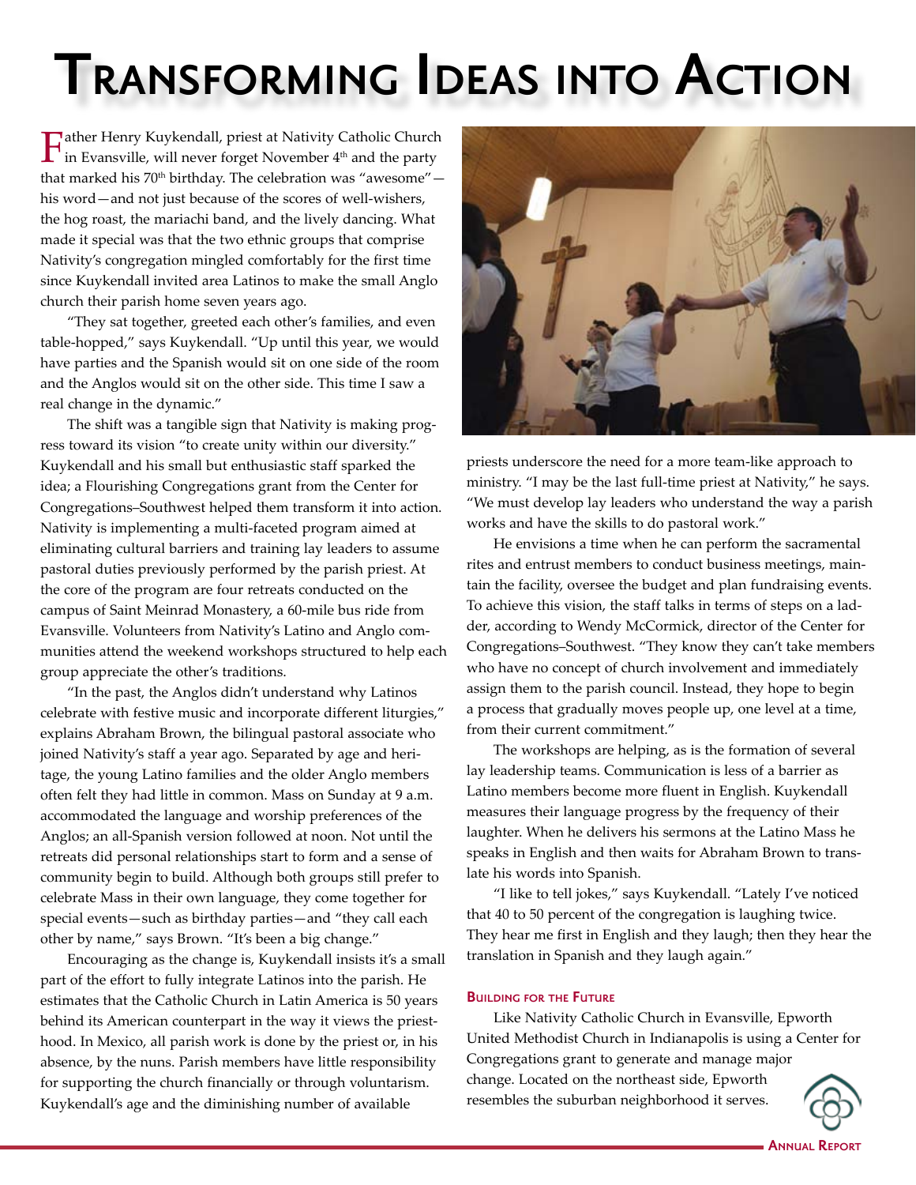# Transforming Ideas into Action

Father Henry Kuykendall, priest at Nativity Catholic Church in Evansville, will never forget November 4th and the party that marked his 70th birthday. The celebration was "awesome"—his word—and not just because of the scores of well-wishers, the hog roast, the mariachi band, and the lively dancing. What made it special was that the two ethnic groups that comprise Nativity's congregation mingled comfortably for the first time since Kuykendall invited area Latinos to make the small Anglo church their parish home seven years ago.

"They sat together, greeted each other's families, and even table-hopped," says Kuykendall. "Up until this year, we would have parties and the Spanish would sit on one side of the room and the Anglos would sit on the other side. This time I saw a real change in the dynamic."

The shift was a tangible sign that Nativity is making progress toward its vision "to create unity within our diversity." Kuykendall and his small but enthusiastic staff sparked the idea; a Flourishing Congregations grant from the Center for Congregations–Southwest helped them transform it into action. Nativity is implementing a multi-faceted program aimed at eliminating cultural barriers and training lay leaders to assume pastoral duties previously performed by the parish priest. At the core of the program are four retreats conducted on the campus of Saint Meinrad Monastery, a 60-mile bus ride from Evansville. Volunteers from Nativity's Latino and Anglo communities attend the weekend workshops structured to help each group appreciate the other's traditions.

"In the past, the Anglos didn't understand why Latinos celebrate with festive music and incorporate different liturgies," explains Abraham Brown, the bilingual pastoral associate who joined Nativity's staff a year ago. Separated by age and heritage, the young Latino families and the older Anglo members often felt they had little in common. Mass on Sunday at 9 a.m. accommodated the language and worship preferences of the Anglos; an all-Spanish version followed at noon. Not until the retreats did personal relationships start to form and a sense of community begin to build. Although both groups still prefer to celebrate Mass in their own language, they come together for special events—such as birthday parties—and "they call each other by name," says Brown. "It's been a big change."

Encouraging as the change is, Kuykendall insists it's a small part of the effort to fully integrate Latinos into the parish. He estimates that the Catholic Church in Latin America is 50 years behind its American counterpart in the way it views the priesthood. In Mexico, all parish work is done by the priest or, in his absence, by the nuns. Parish members have little responsibility for supporting the church financially or through voluntarism. Kuykendall's age and the diminishing number of available priests underscore the need for a more team-like approach to ministry. "I may be the last full-time priest at Nativity," he says. "We must develop lay leaders who understand the way a parish works and have the skills to do pastoral work."

He envisions a time when he can perform the sacramental rites and entrust members to conduct business meetings, maintain the facility, oversee the budget and plan fundraising events. To achieve this vision, the staff talks in terms of steps on a ladder, according to Wendy McCormick, director of the Center for Congregations–Southwest. "They know they can't take members who have no concept of church involvement and immediately assign them to the parish council. Instead, they hope to begin a process that gradually moves people up, one level at a time, from their current commitment."

The workshops are helping, as is the formation of several lay leadership teams. Communication is less of a barrier as Latino members become more fluent in English. Kuykendall measures their language progress by the frequency of their laughter. When he delivers his sermons at the Latino Mass he speaks in English and then waits for Abraham Brown to translate his words into Spanish.

"I like to tell jokes," says Kuykendall. "Lately I've noticed that 40 to 50 percent of the congregation is laughing twice. They hear me first in English and they laugh; then they hear the translation in Spanish and they laugh again."

### Building for the Future

Like Nativity Catholic Church in Evansville, Epworth United Methodist Church in Indianapolis is using a Center for Congregations grant to generate and manage major change. Located on the northeast side, Epworth resembles the suburban neighborhood it serves.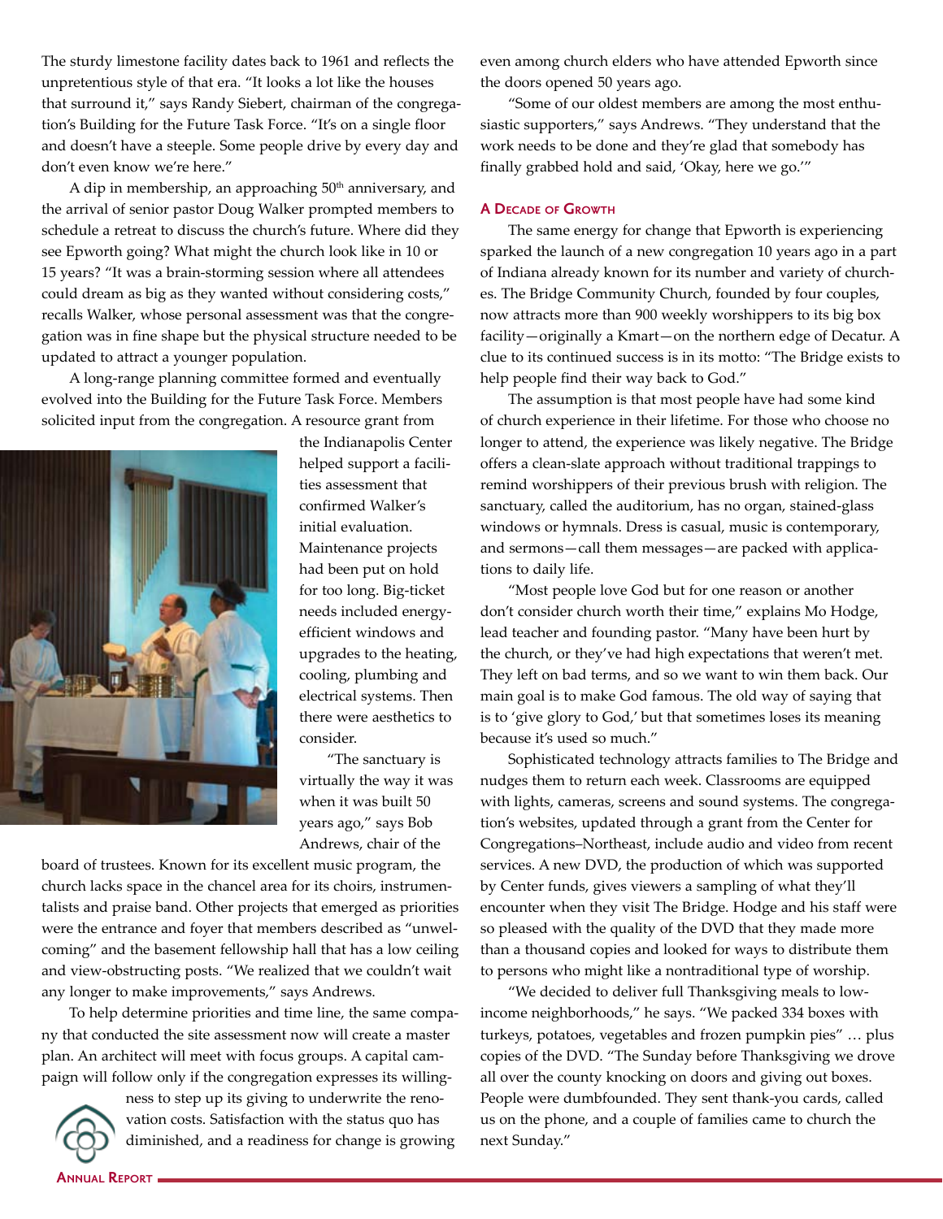The sturdy limestone facility dates back to 1961 and reflects the unpretentious style of that era. "It looks a lot like the houses that surround it," says Randy Siebert, chairman of the congregation's Building for the Future Task Force. "It's on a single floor and doesn't have a steeple. Some people drive by every day and don't even know we're here."

A dip in membership, an approaching 50th anniversary, and the arrival of senior pastor Doug Walker prompted members to schedule a retreat to discuss the church's future. Where did they see Epworth going? What might the church look like in 10 or 15 years? "It was a brain-storming session where all attendees could dream as big as they wanted without considering costs," recalls Walker, whose personal assessment was that the congregation was in fine shape but the physical structure needed to be updated to attract a younger population.

A long-range planning committee formed and eventually evolved into the Building for the Future Task Force. Members solicited input from the congregation. A resource grant from the Indianapolis Center helped support a facilities assessment that confirmed Walker's initial evaluation. Maintenance projects had been put on hold for too long. Big-ticket needs included energy-efficient windows and upgrades to the heating, cooling, plumbing and electrical systems. Then there were aesthetics to consider.

"The sanctuary is virtually the way it was when it was built 50 years ago," says Bob Andrews, chair of the board of trustees. Known for its excellent music program, the church lacks space in the chancel area for its choirs, instrumentalists and praise band. Other projects that emerged as priorities were the entrance and foyer that members described as "unwelcoming" and the basement fellowship hall that has a low ceiling and view-obstructing posts. "We realized that we couldn't wait any longer to make improvements," says Andrews.

To help determine priorities and time line, the same company that conducted the site assessment now will create a master plan. An architect will meet with focus groups. A capital campaign will follow only if the congregation expresses its willingness to step up its giving to underwrite the renovation costs. Satisfaction with the status quo has diminished, and a readiness for change is growing even among church elders who have attended Epworth since the doors opened 50 years ago.

"Some of our oldest members are among the most enthusiastic supporters," says Andrews. "They understand that the work needs to be done and they're glad that somebody has finally grabbed hold and said, 'Okay, here we go.'"

## A Decade of Growth

The same energy for change that Epworth is experiencing sparked the launch of a new congregation 10 years ago in a part of Indiana already known for its number and variety of churches. The Bridge Community Church, founded by four couples, now attracts more than 900 weekly worshippers to its big box facility—originally a Kmart—on the northern edge of Decatur. A clue to its continued success is in its motto: "The Bridge exists to help people find their way back to God."

The assumption is that most people have had some kind of church experience in their lifetime. For those who choose no longer to attend, the experience was likely negative. The Bridge offers a clean-slate approach without traditional trappings to remind worshippers of their previous brush with religion. The sanctuary, called the auditorium, has no organ, stained-glass windows or hymnals. Dress is casual, music is contemporary, and sermons—call them messages—are packed with applications to daily life.

"Most people love God but for one reason or another don't consider church worth their time," explains Mo Hodge, lead teacher and founding pastor. "Many have been hurt by the church, or they've had high expectations that weren't met. They left on bad terms, and so we want to win them back. Our main goal is to make God famous. The old way of saying that is to 'give glory to God,' but that sometimes loses its meaning because it's used so much."

Sophisticated technology attracts families to The Bridge and nudges them to return each week. Classrooms are equipped with lights, cameras, screens and sound systems. The congregation's websites, updated through a grant from the Center for Congregations–Northeast, include audio and video from recent services. A new DVD, the production of which was supported by Center funds, gives viewers a sampling of what they'll encounter when they visit The Bridge. Hodge and his staff were so pleased with the quality of the DVD that they made more than a thousand copies and looked for ways to distribute them to persons who might like a nontraditional type of worship.

"We decided to deliver full Thanksgiving meals to low-income neighborhoods," he says. "We packed 334 boxes with turkeys, potatoes, vegetables and frozen pumpkin pies" … plus copies of the DVD. "The Sunday before Thanksgiving we drove all over the county knocking on doors and giving out boxes. People were dumbfounded. They sent thank-you cards, called us on the phone, and a couple of families came to church the next Sunday."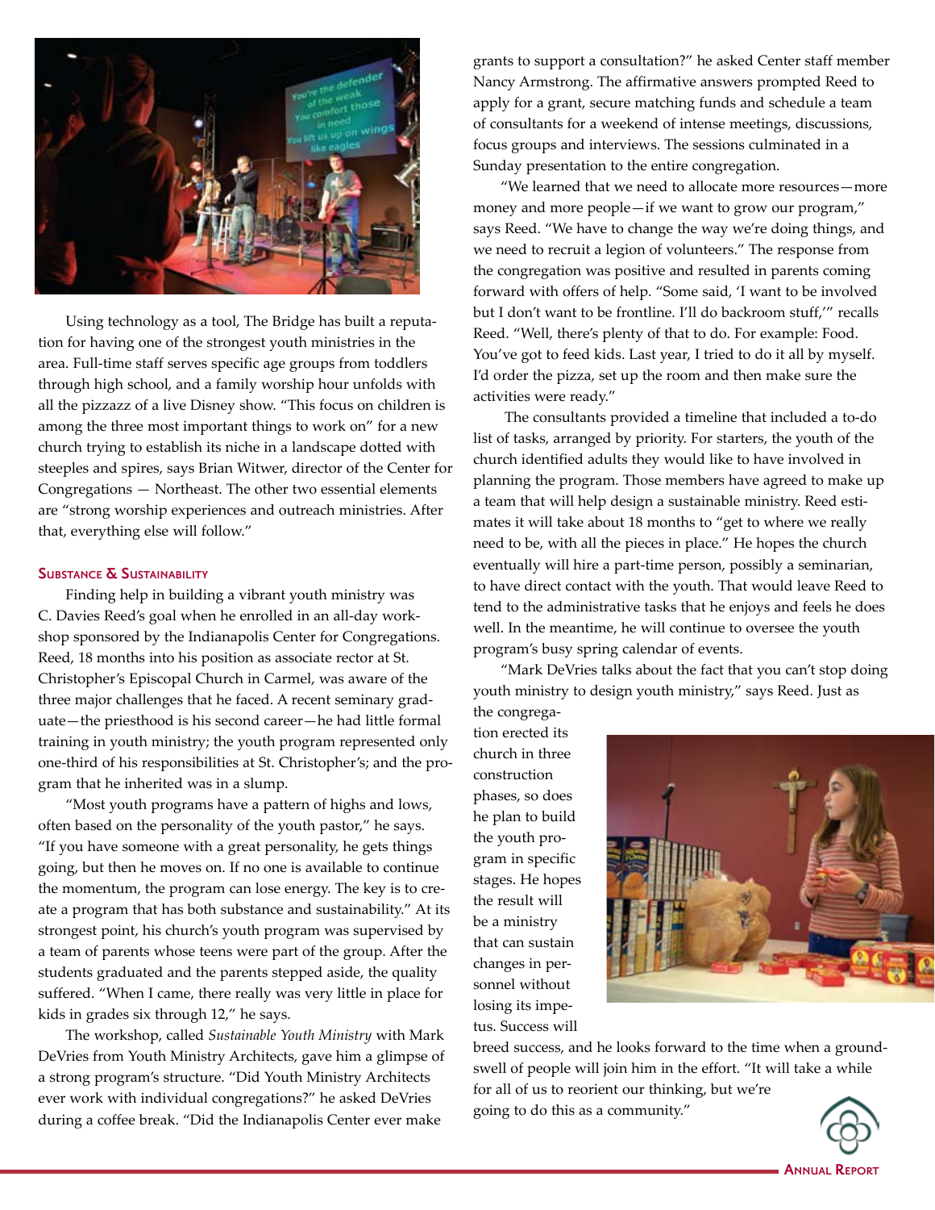Using technology as a tool, The Bridge has built a reputation for having one of the strongest youth ministries in the area. Full-time staff serves specific age groups from toddlers through high school, and a family worship hour unfolds with all the pizzazz of a live Disney show. "This focus on children is among the three most important things to work on" for a new church trying to establish its niche in a landscape dotted with steeples and spires, says Brian Witwer, director of the Center for Congregations — Northeast. The other two essential elements are "strong worship experiences and outreach ministries. After that, everything else will follow."

#### Substance & Sustainability

Finding help in building a vibrant youth ministry was C. Davies Reed's goal when he enrolled in an all-day workshop sponsored by the Indianapolis Center for Congregations. Reed, 18 months into his position as associate rector at St. Christopher's Episcopal Church in Carmel, was aware of the three major challenges that he faced. A recent seminary graduate—the priesthood is his second career—he had little formal training in youth ministry; the youth program represented only one-third of his responsibilities at St. Christopher's; and the program that he inherited was in a slump.

"Most youth programs have a pattern of highs and lows, often based on the personality of the youth pastor," he says. "If you have someone with a great personality, he gets things going, but then he moves on. If no one is available to continue the momentum, the program can lose energy. The key is to create a program that has both substance and sustainability." At its strongest point, his church's youth program was supervised by a team of parents whose teens were part of the group. After the students graduated and the parents stepped aside, the quality suffered. "When I came, there really was very little in place for kids in grades six through 12," he says.

The workshop, called *Sustainable Youth Ministry* with Mark DeVries from Youth Ministry Architects, gave him a glimpse of a strong program's structure. "Did Youth Ministry Architects ever work with individual congregations?" he asked DeVries during a coffee break. "Did the Indianapolis Center ever make grants to support a consultation?" he asked Center staff member Nancy Armstrong. The affirmative answers prompted Reed to apply for a grant, secure matching funds and schedule a team of consultants for a weekend of intense meetings, discussions, focus groups and interviews. The sessions culminated in a Sunday presentation to the entire congregation.

"We learned that we need to allocate more resources—more money and more people—if we want to grow our program," says Reed. "We have to change the way we're doing things, and we need to recruit a legion of volunteers." The response from the congregation was positive and resulted in parents coming forward with offers of help. "Some said, 'I want to be involved but I don't want to be frontline. I'll do backroom stuff,'" recalls Reed. "Well, there's plenty of that to do. For example: Food. You've got to feed kids. Last year, I tried to do it all by myself. I'd order the pizza, set up the room and then make sure the activities were ready."

The consultants provided a timeline that included a to-do list of tasks, arranged by priority. For starters, the youth of the church identified adults they would like to have involved in planning the program. Those members have agreed to make up a team that will help design a sustainable ministry. Reed estimates it will take about 18 months to "get to where we really need to be, with all the pieces in place." He hopes the church eventually will hire a part-time person, possibly a seminarian, to have direct contact with the youth. That would leave Reed to tend to the administrative tasks that he enjoys and feels he does well. In the meantime, he will continue to oversee the youth program's busy spring calendar of events.

"Mark DeVries talks about the fact that you can't stop doing youth ministry to design youth ministry," says Reed. Just as the congregation erected its church in three construction phases, so does he plan to build the youth program in specific stages. He hopes the result will be a ministry that can sustain changes in personnel without losing its impetus. Success will breed success, and he looks forward to the time when a groundswell of people will join him in the effort. "It will take a while for all of us to reorient our thinking, but we're going to do this as a community."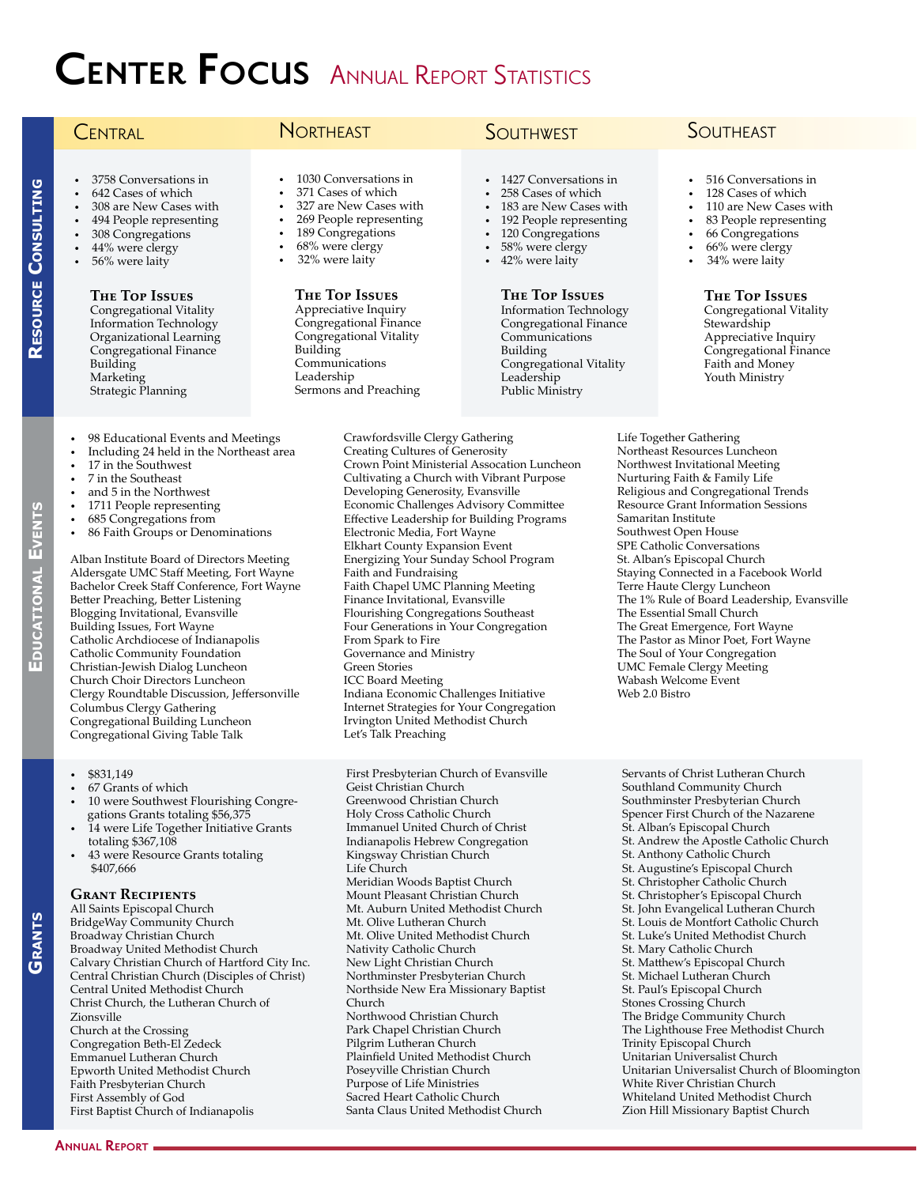# Center Focus

## Annual Report Statistics

## Resource Consulting

### Central

- 3758 Conversations in
- 642 Cases of which
- 308 are New Cases with
- 494 People representing
- 308 Congregations
- 44% were clergy
- 56% were laity

**The Top Issues**

Congregational Vitality
Information Technology
Organizational Learning
Congregational Finance
Building
Marketing
Strategic Planning

### Northeast

- 1030 Conversations in
- 371 Cases of which
- 327 are New Cases with
- 269 People representing
- 189 Congregations
- 68% were clergy
- 32% were laity

**The Top Issues**

Appreciative Inquiry
Congregational Finance
Congregational Vitality
Building
Communications
Leadership
Sermons and Preaching

### Southwest

- 1427 Conversations in
- 258 Cases of which
- 183 are New Cases with
- 192 People representing
- 120 Congregations
- 58% were clergy
- 42% were laity

**The Top Issues**

Information Technology
Congregational Finance
Communications
Building
Congregational Vitality
Leadership
Public Ministry

### Southeast

- 516 Conversations in
- 128 Cases of which
- 110 are New Cases with
- 83 People representing
- 66 Congregations
- 66% were clergy
- 34% were laity

**The Top Issues**

Congregational Vitality
Stewardship
Appreciative Inquiry
Congregational Finance
Faith and Money
Youth Ministry

## Educational Events

- 98 Educational Events and Meetings
- Including 24 held in the Northeast area
- 17 in the Southwest
- 7 in the Southeast
- and 5 in the Northwest
- 1711 People representing
- 685 Congregations from
- 86 Faith Groups or Denominations

Alban Institute Board of Directors Meeting
Aldersgate UMC Staff Meeting, Fort Wayne
Bachelor Creek Staff Conference, Fort Wayne
Better Preaching, Better Listening
Blogging Invitational, Evansville
Building Issues, Fort Wayne
Catholic Archdiocese of Indianapolis
Catholic Community Foundation
Christian-Jewish Dialog Luncheon
Church Choir Directors Luncheon
Clergy Roundtable Discussion, Jeffersonville
Columbus Clergy Gathering
Congregational Building Luncheon
Congregational Giving Table Talk
Crawfordsville Clergy Gathering
Creating Cultures of Generosity
Crown Point Ministerial Assocation Luncheon
Cultivating a Church with Vibrant Purpose
Developing Generosity, Evansville
Economic Challenges Advisory Committee
Effective Leadership for Building Programs
Electronic Media, Fort Wayne
Elkhart County Expansion Event
Energizing Your Sunday School Program
Faith and Fundraising
Faith Chapel UMC Planning Meeting
Finance Invitational, Evansville
Flourishing Congregations Southeast
Four Generations in Your Congregation
From Spark to Fire
Governance and Ministry
Green Stories
ICC Board Meeting
Indiana Economic Challenges Initiative
Internet Strategies for Your Congregation
Irvington United Methodist Church
Let's Talk Preaching
Life Together Gathering
Northeast Resources Luncheon
Northwest Invitational Meeting
Nurturing Faith & Family Life
Religious and Congregational Trends
Resource Grant Information Sessions
Samaritan Institute
Southwest Open House
SPE Catholic Conversations
St. Alban's Episcopal Church
Staying Connected in a Facebook World
Terre Haute Clergy Luncheon
The 1% Rule of Board Leadership, Evansville
The Essential Small Church
The Great Emergence, Fort Wayne
The Pastor as Minor Poet, Fort Wayne
The Soul of Your Congregation
UMC Female Clergy Meeting
Wabash Welcome Event
Web 2.0 Bistro

## Grants

- $831,149
- 67 Grants of which
- 10 were Southwest Flourishing Congregations Grants totaling $56,375
- 14 were Life Together Initiative Grants totaling $367,108
- 43 were Resource Grants totaling $407,666

**Grant Recipients**

All Saints Episcopal Church
BridgeWay Community Church
Broadway Christian Church
Broadway United Methodist Church
Calvary Christian Church of Hartford City Inc.
Central Christian Church (Disciples of Christ)
Central United Methodist Church
Christ Church, the Lutheran Church of Zionsville
Church at the Crossing
Congregation Beth-El Zedeck
Emmanuel Lutheran Church
Epworth United Methodist Church
Faith Presbyterian Church
First Assembly of God
First Baptist Church of Indianapolis
First Presbyterian Church of Evansville
Geist Christian Church
Greenwood Christian Church
Holy Cross Catholic Church
Immanuel United Church of Christ
Indianapolis Hebrew Congregation
Kingsway Christian Church
Life Church
Meridian Woods Baptist Church
Mount Pleasant Christian Church
Mt. Auburn United Methodist Church
Mt. Olive Lutheran Church
Mt. Olive United Methodist Church
Nativity Catholic Church
New Light Christian Church
Northminster Presbyterian Church
Northside New Era Missionary Baptist Church
Northwood Christian Church
Park Chapel Christian Church
Pilgrim Lutheran Church
Plainfield United Methodist Church
Poseyville Christian Church
Purpose of Life Ministries
Sacred Heart Catholic Church
Santa Claus United Methodist Church
Servants of Christ Lutheran Church
Southland Community Church
Southminster Presbyterian Church
Spencer First Church of the Nazarene
St. Alban's Episcopal Church
St. Andrew the Apostle Catholic Church
St. Anthony Catholic Church
St. Augustine's Episcopal Church
St. Christopher Catholic Church
St. Christopher's Episcopal Church
St. John Evangelical Lutheran Church
St. Louis de Montfort Catholic Church
St. Luke's United Methodist Church
St. Mary Catholic Church
St. Matthew's Episcopal Church
St. Michael Lutheran Church
St. Paul's Episcopal Church
Stones Crossing Church
The Bridge Community Church
The Lighthouse Free Methodist Church
Trinity Episcopal Church
Unitarian Universalist Church
Unitarian Universalist Church of Bloomington
White River Christian Church
Whiteland United Methodist Church
Zion Hill Missionary Baptist Church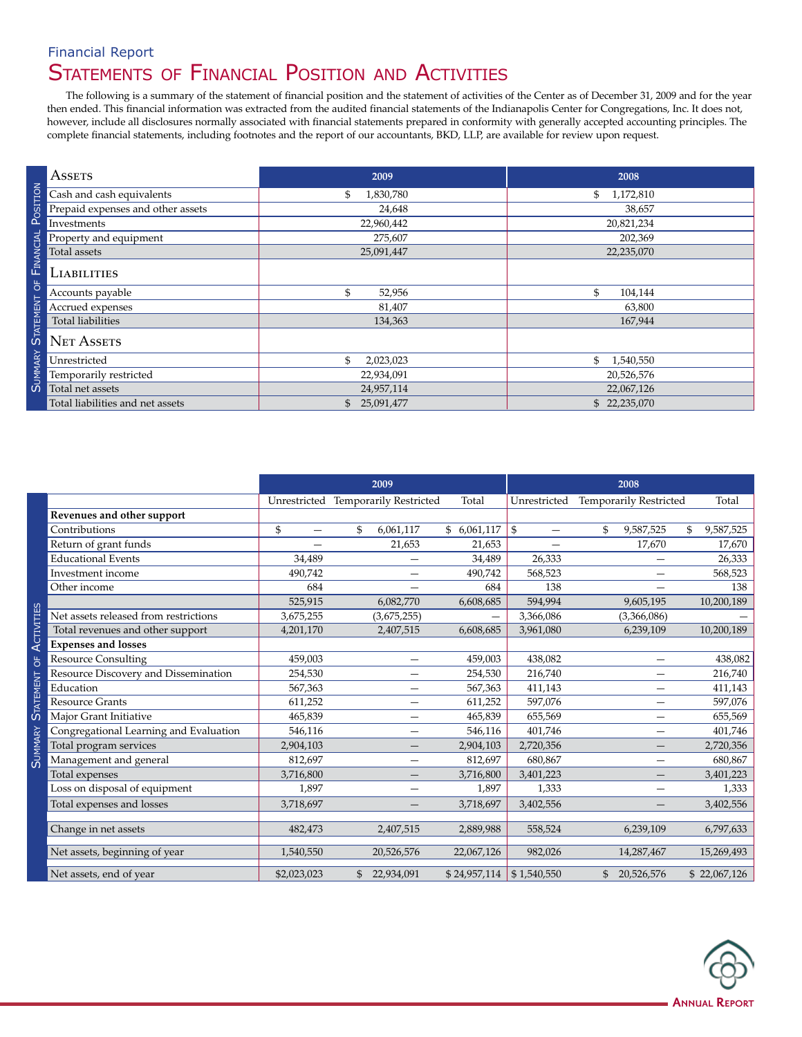Financial Report

# Statements of Financial Position and Activities

The following is a summary of the statement of financial position and the statement of activities of the Center as of December 31, 2009 and for the year then ended. This financial information was extracted from the audited financial statements of the Indianapolis Center for Congregations, Inc. It does not, however, include all disclosures normally associated with financial statements prepared in conformity with generally accepted accounting principles. The complete financial statements, including footnotes and the report of our accountants, BKD, LLP, are available for review upon request.

## Summary Statement of Financial Position

| Assets | 2009 | 2008 |
|---|---|---|
| Cash and cash equivalents | $ 1,830,780 | $ 1,172,810 |
| Prepaid expenses and other assets | 24,648 | 38,657 |
| Investments | 22,960,442 | 20,821,234 |
| Property and equipment | 275,607 | 202,369 |
| Total assets | 25,091,447 | 22,235,070 |
| **Liabilities** | | |
| Accounts payable | $ 52,956 | $ 104,144 |
| Accrued expenses | 81,407 | 63,800 |
| Total liabilities | 134,363 | 167,944 |
| **Net Assets** | | |
| Unrestricted | $ 2,023,023 | $ 1,540,550 |
| Temporarily restricted | 22,934,091 | 20,526,576 |
| Total net assets | 24,957,114 | 22,067,126 |
| Total liabilities and net assets | $ 25,091,477 | $ 22,235,070 |

## Summary Statement of Activities

| | 2009 | | | 2008 | | |
|---|---|---|---|---|---|---|
| | Unrestricted | Temporarily Restricted | Total | Unrestricted | Temporarily Restricted | Total |
| **Revenues and other support** | | | | | | |
| Contributions | $ — | $ 6,061,117 | $ 6,061,117 | $ — | $ 9,587,525 | $ 9,587,525 |
| Return of grant funds | — | 21,653 | 21,653 | — | 17,670 | 17,670 |
| Educational Events | 34,489 | — | 34,489 | 26,333 | — | 26,333 |
| Investment income | 490,742 | — | 490,742 | 568,523 | — | 568,523 |
| Other income | 684 | — | 684 | 138 | — | 138 |
| | 525,915 | 6,082,770 | 6,608,685 | 594,994 | 9,605,195 | 10,200,189 |
| Net assets released from restrictions | 3,675,255 | (3,675,255) | — | 3,366,086 | (3,366,086) | — |
| Total revenues and other support | 4,201,170 | 2,407,515 | 6,608,685 | 3,961,080 | 6,239,109 | 10,200,189 |
| **Expenses and losses** | | | | | | |
| Resource Consulting | 459,003 | — | 459,003 | 438,082 | — | 438,082 |
| Resource Discovery and Dissemination | 254,530 | — | 254,530 | 216,740 | — | 216,740 |
| Education | 567,363 | — | 567,363 | 411,143 | — | 411,143 |
| Resource Grants | 611,252 | — | 611,252 | 597,076 | — | 597,076 |
| Major Grant Initiative | 465,839 | — | 465,839 | 655,569 | — | 655,569 |
| Congregational Learning and Evaluation | 546,116 | — | 546,116 | 401,746 | — | 401,746 |
| Total program services | 2,904,103 | — | 2,904,103 | 2,720,356 | — | 2,720,356 |
| Management and general | 812,697 | — | 812,697 | 680,867 | — | 680,867 |
| Total expenses | 3,716,800 | — | 3,716,800 | 3,401,223 | — | 3,401,223 |
| Loss on disposal of equipment | 1,897 | — | 1,897 | 1,333 | — | 1,333 |
| Total expenses and losses | 3,718,697 | — | 3,718,697 | 3,402,556 | — | 3,402,556 |
| Change in net assets | 482,473 | 2,407,515 | 2,889,988 | 558,524 | 6,239,109 | 6,797,633 |
| Net assets, beginning of year | 1,540,550 | 20,526,576 | 22,067,126 | 982,026 | 14,287,467 | 15,269,493 |
| Net assets, end of year | $2,023,023 | $ 22,934,091 | $ 24,957,114 | $ 1,540,550 | $ 20,526,576 | $ 22,067,126 |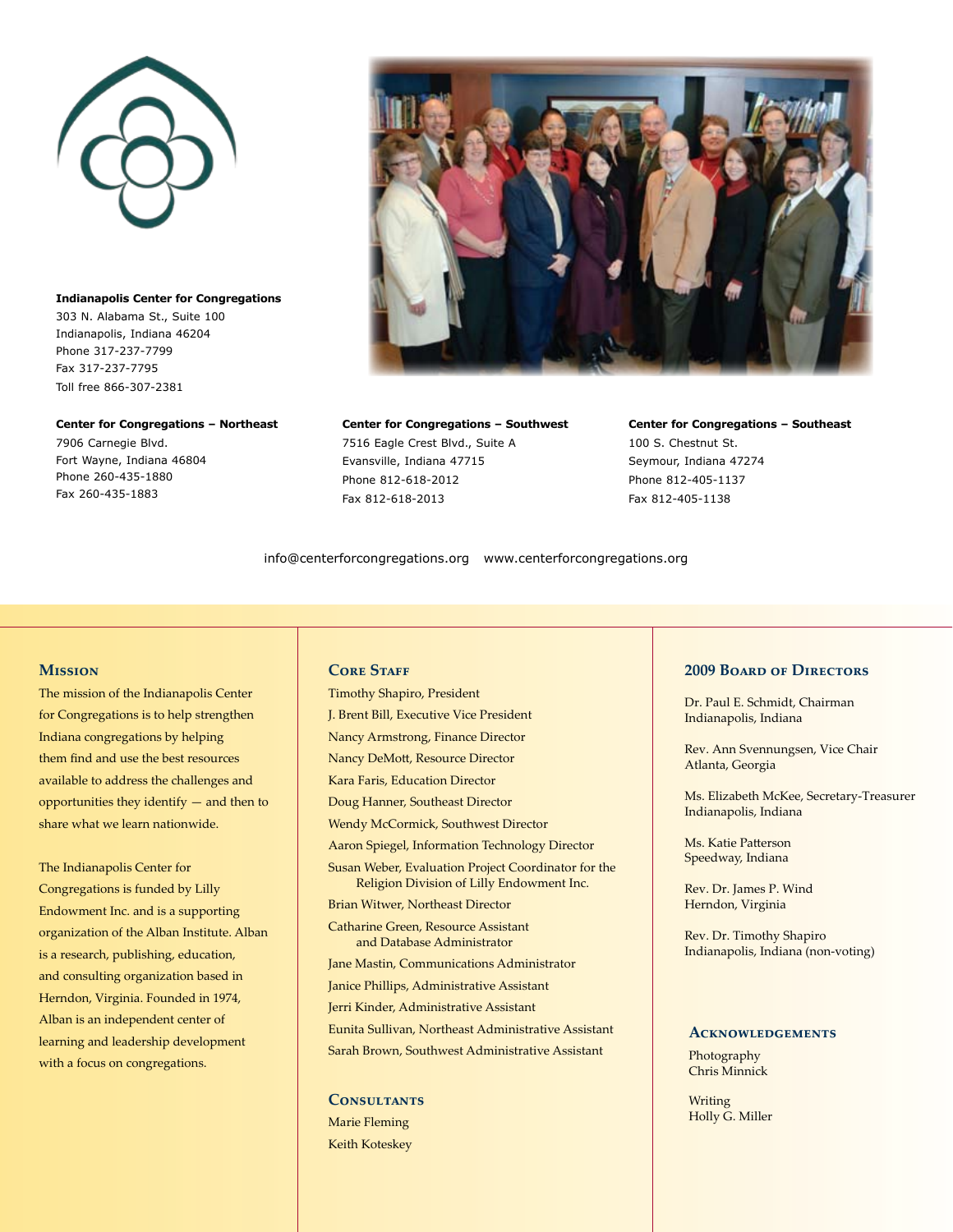**Indianapolis Center for Congregations**
303 N. Alabama St., Suite 100
Indianapolis, Indiana 46204
Phone 317-237-7799
Fax 317-237-7795
Toll free 866-307-2381

**Center for Congregations – Northeast**
7906 Carnegie Blvd.
Fort Wayne, Indiana 46804
Phone 260-435-1880
Fax 260-435-1883

**Center for Congregations – Southwest**
7516 Eagle Crest Blvd., Suite A
Evansville, Indiana 47715
Phone 812-618-2012
Fax 812-618-2013

**Center for Congregations – Southeast**
100 S. Chestnut St.
Seymour, Indiana 47274
Phone 812-405-1137
Fax 812-405-1138

info@centerforcongregations.org www.centerforcongregations.org

## Mission

The mission of the Indianapolis Center for Congregations is to help strengthen Indiana congregations by helping them find and use the best resources available to address the challenges and opportunities they identify — and then to share what we learn nationwide.

The Indianapolis Center for Congregations is funded by Lilly Endowment Inc. and is a supporting organization of the Alban Institute. Alban is a research, publishing, education, and consulting organization based in Herndon, Virginia. Founded in 1974, Alban is an independent center of learning and leadership development with a focus on congregations.

## Core Staff

Timothy Shapiro, President
J. Brent Bill, Executive Vice President
Nancy Armstrong, Finance Director
Nancy DeMott, Resource Director
Kara Faris, Education Director
Doug Hanner, Southeast Director
Wendy McCormick, Southwest Director
Aaron Spiegel, Information Technology Director
Susan Weber, Evaluation Project Coordinator for the Religion Division of Lilly Endowment Inc.
Brian Witwer, Northeast Director
Catharine Green, Resource Assistant and Database Administrator
Jane Mastin, Communications Administrator
Janice Phillips, Administrative Assistant
Jerri Kinder, Administrative Assistant
Eunita Sullivan, Northeast Administrative Assistant
Sarah Brown, Southwest Administrative Assistant

## Consultants

Marie Fleming
Keith Koteskey

## 2009 Board of Directors

Dr. Paul E. Schmidt, Chairman
Indianapolis, Indiana

Rev. Ann Svennungsen, Vice Chair
Atlanta, Georgia

Ms. Elizabeth McKee, Secretary-Treasurer
Indianapolis, Indiana

Ms. Katie Patterson
Speedway, Indiana

Rev. Dr. James P. Wind
Herndon, Virginia

Rev. Dr. Timothy Shapiro
Indianapolis, Indiana (non-voting)

## Acknowledgements

Photography
Chris Minnick

Writing
Holly G. Miller